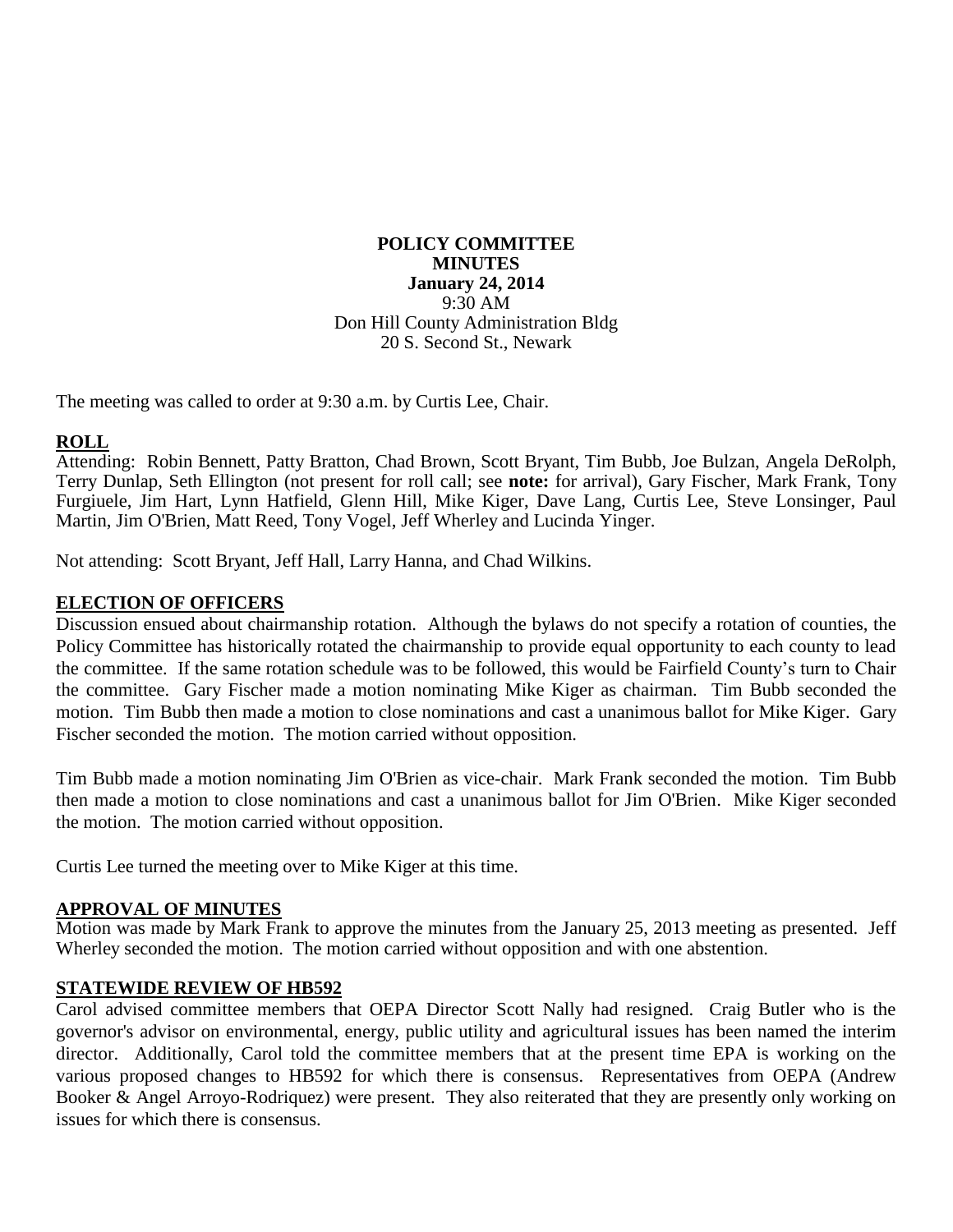**POLICY COMMITTEE**
**MINUTES**
**January 24, 2014**
9:30 AM
Don Hill County Administration Bldg
20 S. Second St., Newark

The meeting was called to order at 9:30 a.m. by Curtis Lee, Chair.

## ROLL

Attending: Robin Bennett, Patty Bratton, Chad Brown, Scott Bryant, Tim Bubb, Joe Bulzan, Angela DeRolph, Terry Dunlap, Seth Ellington (not present for roll call; see **note:** for arrival), Gary Fischer, Mark Frank, Tony Furgiuele, Jim Hart, Lynn Hatfield, Glenn Hill, Mike Kiger, Dave Lang, Curtis Lee, Steve Lonsinger, Paul Martin, Jim O'Brien, Matt Reed, Tony Vogel, Jeff Wherley and Lucinda Yinger.

Not attending: Scott Bryant, Jeff Hall, Larry Hanna, and Chad Wilkins.

## ELECTION OF OFFICERS

Discussion ensued about chairmanship rotation. Although the bylaws do not specify a rotation of counties, the Policy Committee has historically rotated the chairmanship to provide equal opportunity to each county to lead the committee. If the same rotation schedule was to be followed, this would be Fairfield County's turn to Chair the committee. Gary Fischer made a motion nominating Mike Kiger as chairman. Tim Bubb seconded the motion. Tim Bubb then made a motion to close nominations and cast a unanimous ballot for Mike Kiger. Gary Fischer seconded the motion. The motion carried without opposition.

Tim Bubb made a motion nominating Jim O'Brien as vice-chair. Mark Frank seconded the motion. Tim Bubb then made a motion to close nominations and cast a unanimous ballot for Jim O'Brien. Mike Kiger seconded the motion. The motion carried without opposition.

Curtis Lee turned the meeting over to Mike Kiger at this time.

## APPROVAL OF MINUTES

Motion was made by Mark Frank to approve the minutes from the January 25, 2013 meeting as presented. Jeff Wherley seconded the motion. The motion carried without opposition and with one abstention.

## STATEWIDE REVIEW OF HB592

Carol advised committee members that OEPA Director Scott Nally had resigned. Craig Butler who is the governor's advisor on environmental, energy, public utility and agricultural issues has been named the interim director. Additionally, Carol told the committee members that at the present time EPA is working on the various proposed changes to HB592 for which there is consensus. Representatives from OEPA (Andrew Booker & Angel Arroyo-Rodriquez) were present. They also reiterated that they are presently only working on issues for which there is consensus.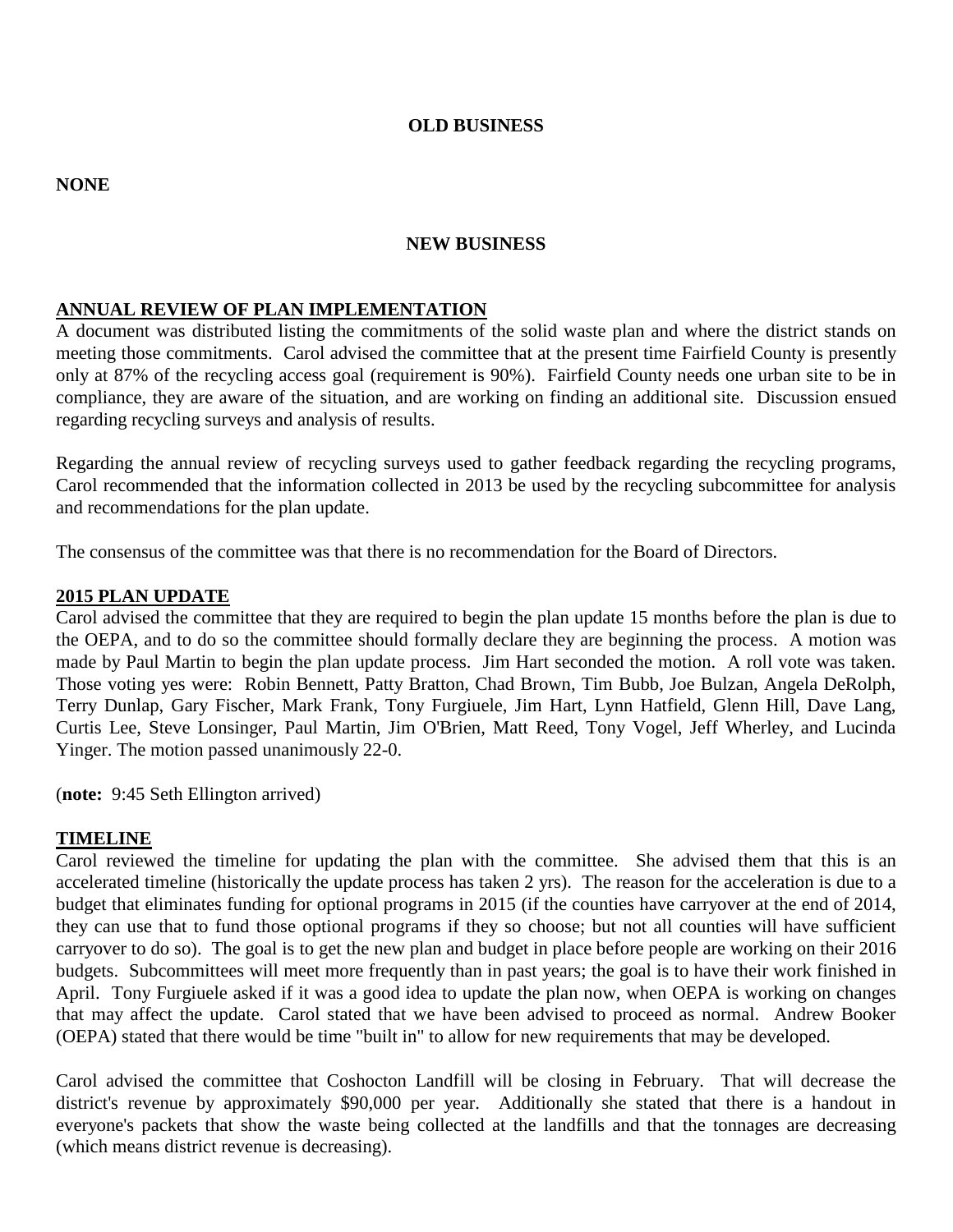## OLD BUSINESS

**NONE**

## NEW BUSINESS

### ANNUAL REVIEW OF PLAN IMPLEMENTATION

A document was distributed listing the commitments of the solid waste plan and where the district stands on meeting those commitments. Carol advised the committee that at the present time Fairfield County is presently only at 87% of the recycling access goal (requirement is 90%). Fairfield County needs one urban site to be in compliance, they are aware of the situation, and are working on finding an additional site. Discussion ensued regarding recycling surveys and analysis of results.

Regarding the annual review of recycling surveys used to gather feedback regarding the recycling programs, Carol recommended that the information collected in 2013 be used by the recycling subcommittee for analysis and recommendations for the plan update.

The consensus of the committee was that there is no recommendation for the Board of Directors.

### 2015 PLAN UPDATE

Carol advised the committee that they are required to begin the plan update 15 months before the plan is due to the OEPA, and to do so the committee should formally declare they are beginning the process. A motion was made by Paul Martin to begin the plan update process. Jim Hart seconded the motion. A roll vote was taken. Those voting yes were: Robin Bennett, Patty Bratton, Chad Brown, Tim Bubb, Joe Bulzan, Angela DeRolph, Terry Dunlap, Gary Fischer, Mark Frank, Tony Furgiuele, Jim Hart, Lynn Hatfield, Glenn Hill, Dave Lang, Curtis Lee, Steve Lonsinger, Paul Martin, Jim O'Brien, Matt Reed, Tony Vogel, Jeff Wherley, and Lucinda Yinger. The motion passed unanimously 22-0.

(**note:** 9:45 Seth Ellington arrived)

### TIMELINE

Carol reviewed the timeline for updating the plan with the committee. She advised them that this is an accelerated timeline (historically the update process has taken 2 yrs). The reason for the acceleration is due to a budget that eliminates funding for optional programs in 2015 (if the counties have carryover at the end of 2014, they can use that to fund those optional programs if they so choose; but not all counties will have sufficient carryover to do so). The goal is to get the new plan and budget in place before people are working on their 2016 budgets. Subcommittees will meet more frequently than in past years; the goal is to have their work finished in April. Tony Furgiuele asked if it was a good idea to update the plan now, when OEPA is working on changes that may affect the update. Carol stated that we have been advised to proceed as normal. Andrew Booker (OEPA) stated that there would be time "built in" to allow for new requirements that may be developed.

Carol advised the committee that Coshocton Landfill will be closing in February. That will decrease the district's revenue by approximately $90,000 per year. Additionally she stated that there is a handout in everyone's packets that show the waste being collected at the landfills and that the tonnages are decreasing (which means district revenue is decreasing).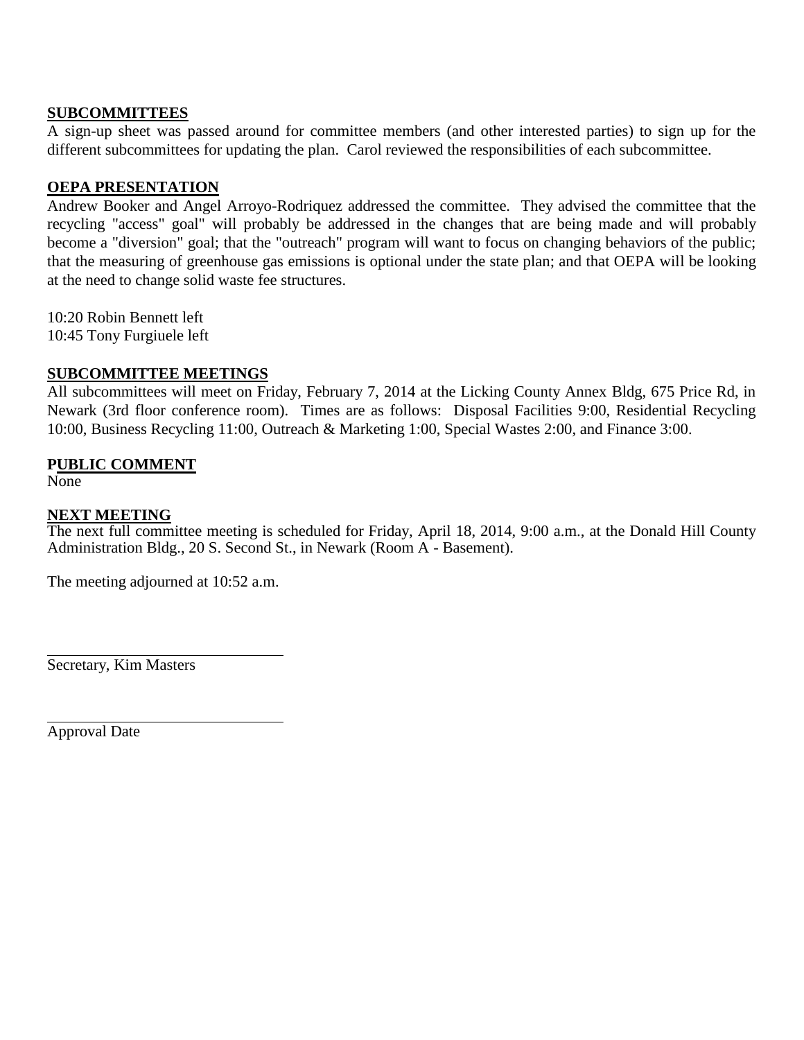**SUBCOMMITTEES**

A sign-up sheet was passed around for committee members (and other interested parties) to sign up for the different subcommittees for updating the plan. Carol reviewed the responsibilities of each subcommittee.

**OEPA PRESENTATION**

Andrew Booker and Angel Arroyo-Rodriquez addressed the committee. They advised the committee that the recycling "access" goal" will probably be addressed in the changes that are being made and will probably become a "diversion" goal; that the "outreach" program will want to focus on changing behaviors of the public; that the measuring of greenhouse gas emissions is optional under the state plan; and that OEPA will be looking at the need to change solid waste fee structures.

10:20 Robin Bennett left
10:45 Tony Furgiuele left

**SUBCOMMITTEE MEETINGS**

All subcommittees will meet on Friday, February 7, 2014 at the Licking County Annex Bldg, 675 Price Rd, in Newark (3rd floor conference room). Times are as follows: Disposal Facilities 9:00, Residential Recycling 10:00, Business Recycling 11:00, Outreach & Marketing 1:00, Special Wastes 2:00, and Finance 3:00.

**PUBLIC COMMENT**

None

**NEXT MEETING**

The next full committee meeting is scheduled for Friday, April 18, 2014, 9:00 a.m., at the Donald Hill County Administration Bldg., 20 S. Second St., in Newark (Room A - Basement).

The meeting adjourned at 10:52 a.m.

\_\_\_\_\_\_\_\_\_\_\_\_\_\_\_\_\_\_\_\_\_\_\_\_\_\_\_\_\_\_
Secretary, Kim Masters

\_\_\_\_\_\_\_\_\_\_\_\_\_\_\_\_\_\_\_\_\_\_\_\_\_\_\_\_\_\_
Approval Date